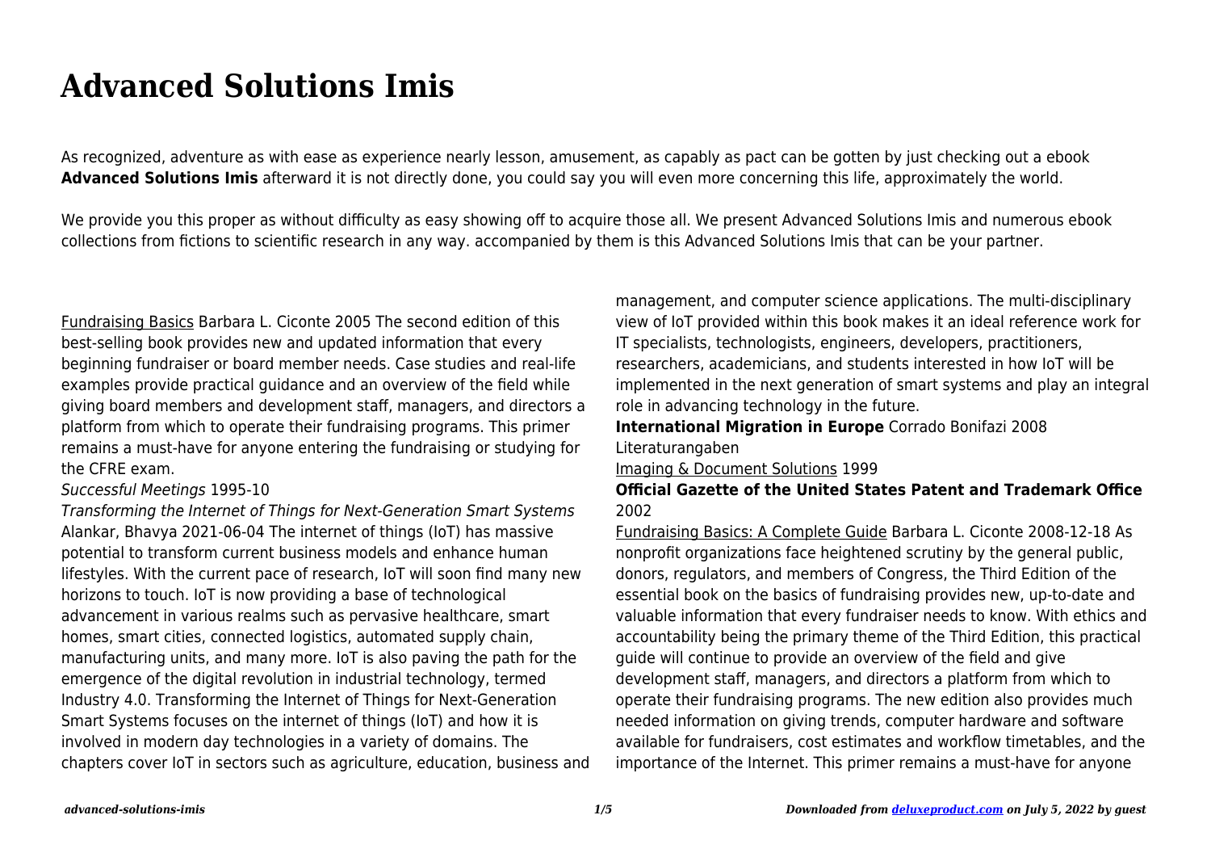# Advanced Solutions Imis

As recognized, adventure as with ease as experience nearly lesson, amusement, as capably as pact can be gotten by just checking out a ebook **Advanced Solutions Imis** afterward it is not directly done, you could say you will even more concerning this life, approximately the world.

We provide you this proper as without difficulty as easy showing off to acquire those all. We present Advanced Solutions Imis and numerous ebook collections from fictions to scientific research in any way. accompanied by them is this Advanced Solutions Imis that can be your partner.

Fundraising Basics Barbara L. Ciconte 2005 The second edition of this best-selling book provides new and updated information that every beginning fundraiser or board member needs. Case studies and real-life examples provide practical guidance and an overview of the field while giving board members and development staff, managers, and directors a platform from which to operate their fundraising programs. This primer remains a must-have for anyone entering the fundraising or studying for the CFRE exam.

*Successful Meetings* 1995-10

*Transforming the Internet of Things for Next-Generation Smart Systems* Alankar, Bhavya 2021-06-04 The internet of things (IoT) has massive potential to transform current business models and enhance human lifestyles. With the current pace of research, IoT will soon find many new horizons to touch. IoT is now providing a base of technological advancement in various realms such as pervasive healthcare, smart homes, smart cities, connected logistics, automated supply chain, manufacturing units, and many more. IoT is also paving the path for the emergence of the digital revolution in industrial technology, termed Industry 4.0. Transforming the Internet of Things for Next-Generation Smart Systems focuses on the internet of things (IoT) and how it is involved in modern day technologies in a variety of domains. The chapters cover IoT in sectors such as agriculture, education, business and management, and computer science applications. The multi-disciplinary view of IoT provided within this book makes it an ideal reference work for IT specialists, technologists, engineers, developers, practitioners, researchers, academicians, and students interested in how IoT will be implemented in the next generation of smart systems and play an integral role in advancing technology in the future.

**International Migration in Europe** Corrado Bonifazi 2008 Literaturangaben

Imaging & Document Solutions 1999

**Official Gazette of the United States Patent and Trademark Office** 2002

Fundraising Basics: A Complete Guide Barbara L. Ciconte 2008-12-18 As nonprofit organizations face heightened scrutiny by the general public, donors, regulators, and members of Congress, the Third Edition of the essential book on the basics of fundraising provides new, up-to-date and valuable information that every fundraiser needs to know. With ethics and accountability being the primary theme of the Third Edition, this practical guide will continue to provide an overview of the field and give development staff, managers, and directors a platform from which to operate their fundraising programs. The new edition also provides much needed information on giving trends, computer hardware and software available for fundraisers, cost estimates and workflow timetables, and the importance of the Internet. This primer remains a must-have for anyone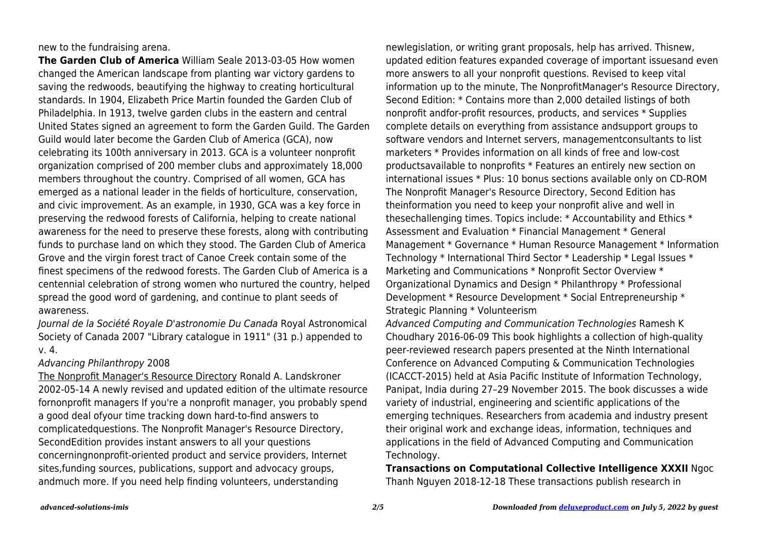new to the fundraising arena.

**The Garden Club of America** William Seale 2013-03-05 How women changed the American landscape from planting war victory gardens to saving the redwoods, beautifying the highway to creating horticultural standards. In 1904, Elizabeth Price Martin founded the Garden Club of Philadelphia. In 1913, twelve garden clubs in the eastern and central United States signed an agreement to form the Garden Guild. The Garden Guild would later become the Garden Club of America (GCA), now celebrating its 100th anniversary in 2013. GCA is a volunteer nonprofit organization comprised of 200 member clubs and approximately 18,000 members throughout the country. Comprised of all women, GCA has emerged as a national leader in the fields of horticulture, conservation, and civic improvement. As an example, in 1930, GCA was a key force in preserving the redwood forests of California, helping to create national awareness for the need to preserve these forests, along with contributing funds to purchase land on which they stood. The Garden Club of America Grove and the virgin forest tract of Canoe Creek contain some of the finest specimens of the redwood forests. The Garden Club of America is a centennial celebration of strong women who nurtured the country, helped spread the good word of gardening, and continue to plant seeds of awareness.

*Journal de la Société Royale D'astronomie Du Canada* Royal Astronomical Society of Canada 2007 "Library catalogue in 1911" (31 p.) appended to v. 4.

*Advancing Philanthropy* 2008

The Nonprofit Manager's Resource Directory Ronald A. Landskroner 2002-05-14 A newly revised and updated edition of the ultimate resource fornonprofit managers If you're a nonprofit manager, you probably spend a good deal ofyour time tracking down hard-to-find answers to complicatedquestions. The Nonprofit Manager's Resource Directory, SecondEdition provides instant answers to all your questions concerningnonprofit-oriented product and service providers, Internet sites,funding sources, publications, support and advocacy groups, andmuch more. If you need help finding volunteers, understanding newlegislation, or writing grant proposals, help has arrived. Thisnew, updated edition features expanded coverage of important issuesand even more answers to all your nonprofit questions. Revised to keep vital information up to the minute, The NonprofitManager's Resource Directory, Second Edition: * Contains more than 2,000 detailed listings of both nonprofit andfor-profit resources, products, and services * Supplies complete details on everything from assistance andsupport groups to software vendors and Internet servers, managementconsultants to list marketers * Provides information on all kinds of free and low-cost productsavailable to nonprofits * Features an entirely new section on international issues * Plus: 10 bonus sections available only on CD-ROM The Nonprofit Manager's Resource Directory, Second Edition has theinformation you need to keep your nonprofit alive and well in thesechallenging times. Topics include: * Accountability and Ethics * Assessment and Evaluation * Financial Management * General Management * Governance * Human Resource Management * Information Technology * International Third Sector * Leadership * Legal Issues * Marketing and Communications * Nonprofit Sector Overview * Organizational Dynamics and Design * Philanthropy * Professional Development * Resource Development * Social Entrepreneurship * Strategic Planning * Volunteerism

*Advanced Computing and Communication Technologies* Ramesh K Choudhary 2016-06-09 This book highlights a collection of high-quality peer-reviewed research papers presented at the Ninth International Conference on Advanced Computing & Communication Technologies (ICACCT-2015) held at Asia Pacific Institute of Information Technology, Panipat, India during 27–29 November 2015. The book discusses a wide variety of industrial, engineering and scientific applications of the emerging techniques. Researchers from academia and industry present their original work and exchange ideas, information, techniques and applications in the field of Advanced Computing and Communication Technology.

**Transactions on Computational Collective Intelligence XXXII** Ngoc Thanh Nguyen 2018-12-18 These transactions publish research in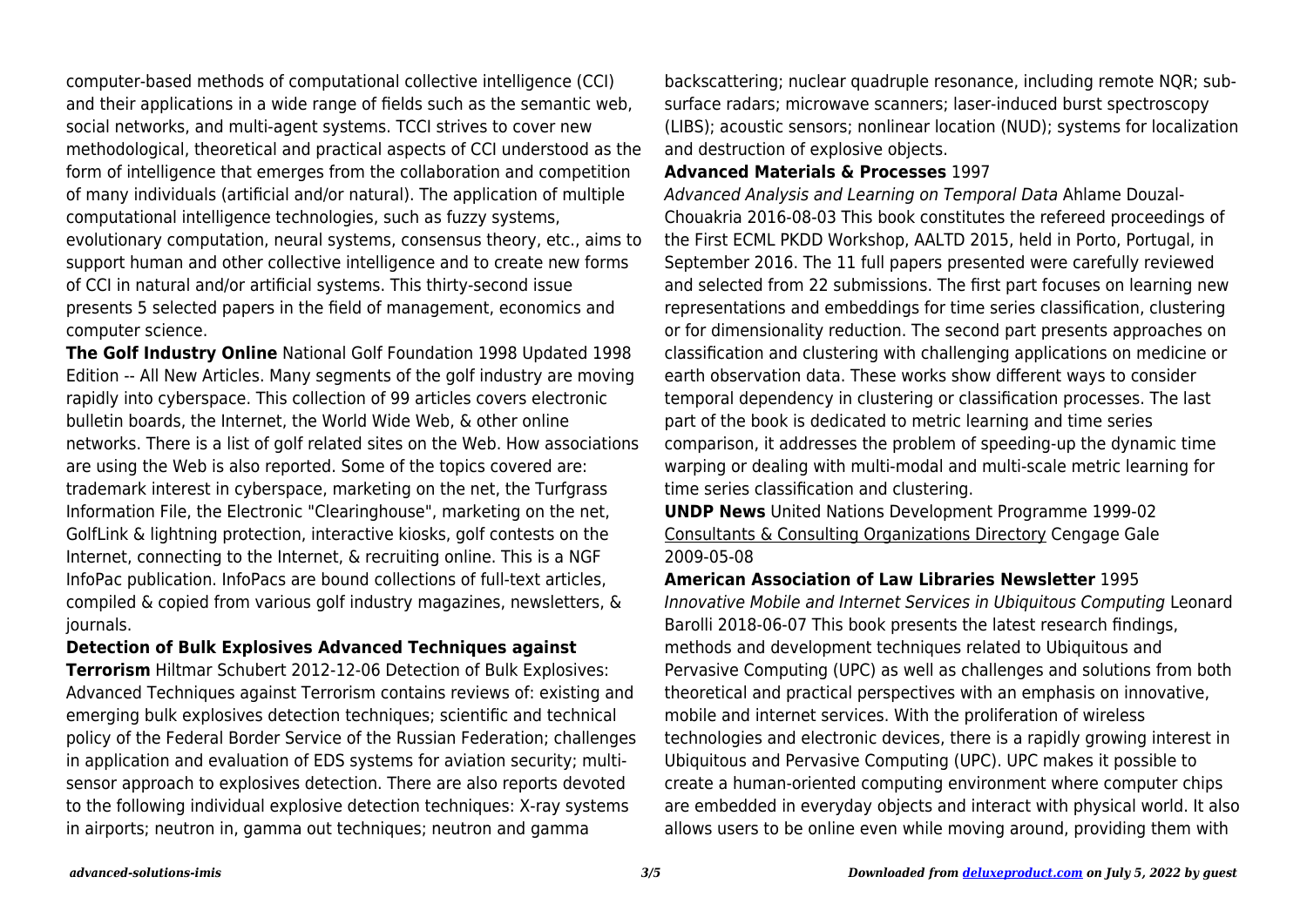computer-based methods of computational collective intelligence (CCI) and their applications in a wide range of fields such as the semantic web, social networks, and multi-agent systems. TCCI strives to cover new methodological, theoretical and practical aspects of CCI understood as the form of intelligence that emerges from the collaboration and competition of many individuals (artificial and/or natural). The application of multiple computational intelligence technologies, such as fuzzy systems, evolutionary computation, neural systems, consensus theory, etc., aims to support human and other collective intelligence and to create new forms of CCI in natural and/or artificial systems. This thirty-second issue presents 5 selected papers in the field of management, economics and computer science.

**The Golf Industry Online** National Golf Foundation 1998 Updated 1998 Edition -- All New Articles. Many segments of the golf industry are moving rapidly into cyberspace. This collection of 99 articles covers electronic bulletin boards, the Internet, the World Wide Web, & other online networks. There is a list of golf related sites on the Web. How associations are using the Web is also reported. Some of the topics covered are: trademark interest in cyberspace, marketing on the net, the Turfgrass Information File, the Electronic "Clearinghouse", marketing on the net, GolfLink & lightning protection, interactive kiosks, golf contests on the Internet, connecting to the Internet, & recruiting online. This is a NGF InfoPac publication. InfoPacs are bound collections of full-text articles, compiled & copied from various golf industry magazines, newsletters, & journals.

**Detection of Bulk Explosives Advanced Techniques against Terrorism** Hiltmar Schubert 2012-12-06 Detection of Bulk Explosives: Advanced Techniques against Terrorism contains reviews of: existing and emerging bulk explosives detection techniques; scientific and technical policy of the Federal Border Service of the Russian Federation; challenges in application and evaluation of EDS systems for aviation security; multi-sensor approach to explosives detection. There are also reports devoted to the following individual explosive detection techniques: X-ray systems in airports; neutron in, gamma out techniques; neutron and gamma backscattering; nuclear quadruple resonance, including remote NQR; sub-surface radars; microwave scanners; laser-induced burst spectroscopy (LIBS); acoustic sensors; nonlinear location (NUD); systems for localization and destruction of explosive objects.

**Advanced Materials & Processes** 1997

*Advanced Analysis and Learning on Temporal Data* Ahlame Douzal-Chouakria 2016-08-03 This book constitutes the refereed proceedings of the First ECML PKDD Workshop, AALTD 2015, held in Porto, Portugal, in September 2016. The 11 full papers presented were carefully reviewed and selected from 22 submissions. The first part focuses on learning new representations and embeddings for time series classification, clustering or for dimensionality reduction. The second part presents approaches on classification and clustering with challenging applications on medicine or earth observation data. These works show different ways to consider temporal dependency in clustering or classification processes. The last part of the book is dedicated to metric learning and time series comparison, it addresses the problem of speeding-up the dynamic time warping or dealing with multi-modal and multi-scale metric learning for time series classification and clustering.

**UNDP News** United Nations Development Programme 1999-02

Consultants & Consulting Organizations Directory Cengage Gale 2009-05-08

**American Association of Law Libraries Newsletter** 1995

*Innovative Mobile and Internet Services in Ubiquitous Computing* Leonard Barolli 2018-06-07 This book presents the latest research findings, methods and development techniques related to Ubiquitous and Pervasive Computing (UPC) as well as challenges and solutions from both theoretical and practical perspectives with an emphasis on innovative, mobile and internet services. With the proliferation of wireless technologies and electronic devices, there is a rapidly growing interest in Ubiquitous and Pervasive Computing (UPC). UPC makes it possible to create a human-oriented computing environment where computer chips are embedded in everyday objects and interact with physical world. It also allows users to be online even while moving around, providing them with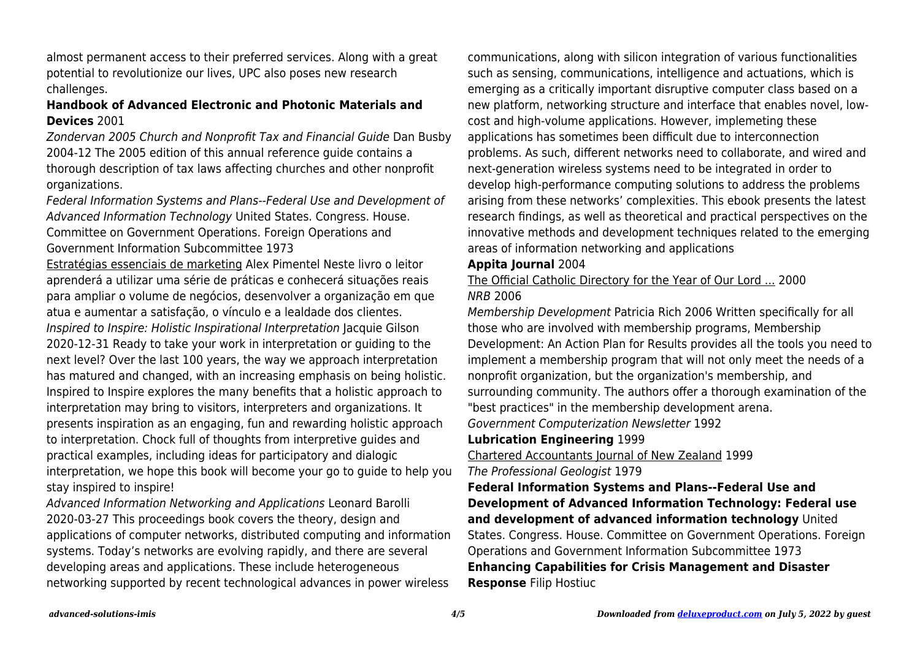almost permanent access to their preferred services. Along with a great potential to revolutionize our lives, UPC also poses new research challenges.

**Handbook of Advanced Electronic and Photonic Materials and Devices** 2001

*Zondervan 2005 Church and Nonprofit Tax and Financial Guide* Dan Busby 2004-12 The 2005 edition of this annual reference guide contains a thorough description of tax laws affecting churches and other nonprofit organizations.

*Federal Information Systems and Plans--Federal Use and Development of Advanced Information Technology* United States. Congress. House. Committee on Government Operations. Foreign Operations and Government Information Subcommittee 1973

Estratégias essenciais de marketing Alex Pimentel Neste livro o leitor aprenderá a utilizar uma série de práticas e conhecerá situações reais para ampliar o volume de negócios, desenvolver a organização em que atua e aumentar a satisfação, o vínculo e a lealdade dos clientes.

*Inspired to Inspire: Holistic Inspirational Interpretation* Jacquie Gilson 2020-12-31 Ready to take your work in interpretation or guiding to the next level? Over the last 100 years, the way we approach interpretation has matured and changed, with an increasing emphasis on being holistic. Inspired to Inspire explores the many benefits that a holistic approach to interpretation may bring to visitors, interpreters and organizations. It presents inspiration as an engaging, fun and rewarding holistic approach to interpretation. Chock full of thoughts from interpretive guides and practical examples, including ideas for participatory and dialogic interpretation, we hope this book will become your go to guide to help you stay inspired to inspire!

*Advanced Information Networking and Applications* Leonard Barolli 2020-03-27 This proceedings book covers the theory, design and applications of computer networks, distributed computing and information systems. Today's networks are evolving rapidly, and there are several developing areas and applications. These include heterogeneous networking supported by recent technological advances in power wireless communications, along with silicon integration of various functionalities such as sensing, communications, intelligence and actuations, which is emerging as a critically important disruptive computer class based on a new platform, networking structure and interface that enables novel, low-cost and high-volume applications. However, implemeting these applications has sometimes been difficult due to interconnection problems. As such, different networks need to collaborate, and wired and next-generation wireless systems need to be integrated in order to develop high-performance computing solutions to address the problems arising from these networks' complexities. This ebook presents the latest research findings, as well as theoretical and practical perspectives on the innovative methods and development techniques related to the emerging areas of information networking and applications

**Appita Journal** 2004

The Official Catholic Directory for the Year of Our Lord ... 2000

*NRB* 2006

*Membership Development* Patricia Rich 2006 Written specifically for all those who are involved with membership programs, Membership Development: An Action Plan for Results provides all the tools you need to implement a membership program that will not only meet the needs of a nonprofit organization, but the organization's membership, and surrounding community. The authors offer a thorough examination of the "best practices" in the membership development arena.

*Government Computerization Newsletter* 1992

**Lubrication Engineering** 1999

Chartered Accountants Journal of New Zealand 1999

*The Professional Geologist* 1979

**Federal Information Systems and Plans--Federal Use and Development of Advanced Information Technology: Federal use and development of advanced information technology** United States. Congress. House. Committee on Government Operations. Foreign Operations and Government Information Subcommittee 1973

**Enhancing Capabilities for Crisis Management and Disaster Response** Filip Hostiuc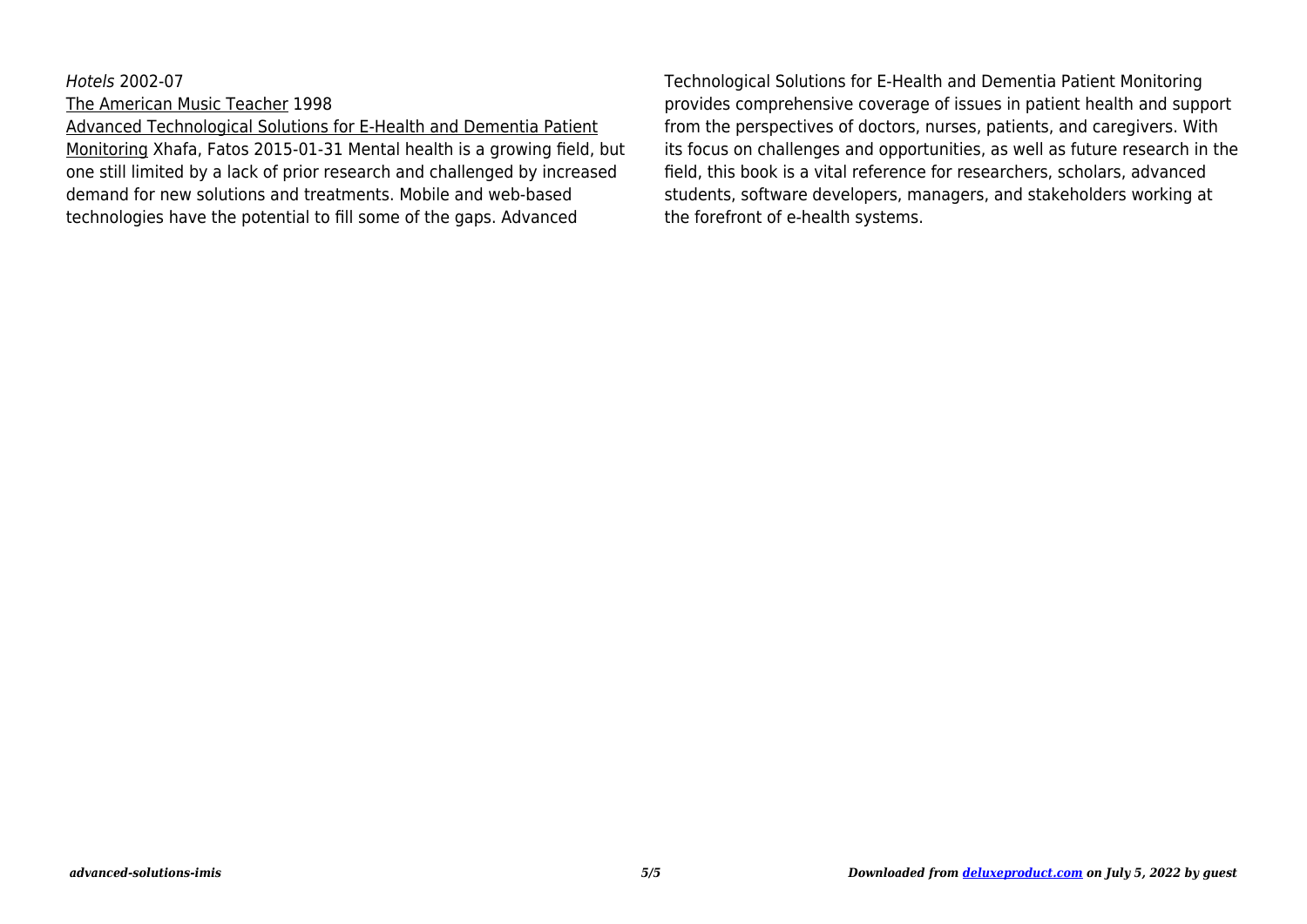*Hotels* 2002-07

The American Music Teacher 1998

Advanced Technological Solutions for E-Health and Dementia Patient Monitoring Xhafa, Fatos 2015-01-31 Mental health is a growing field, but one still limited by a lack of prior research and challenged by increased demand for new solutions and treatments. Mobile and web-based technologies have the potential to fill some of the gaps. Advanced Technological Solutions for E-Health and Dementia Patient Monitoring provides comprehensive coverage of issues in patient health and support from the perspectives of doctors, nurses, patients, and caregivers. With its focus on challenges and opportunities, as well as future research in the field, this book is a vital reference for researchers, scholars, advanced students, software developers, managers, and stakeholders working at the forefront of e-health systems.